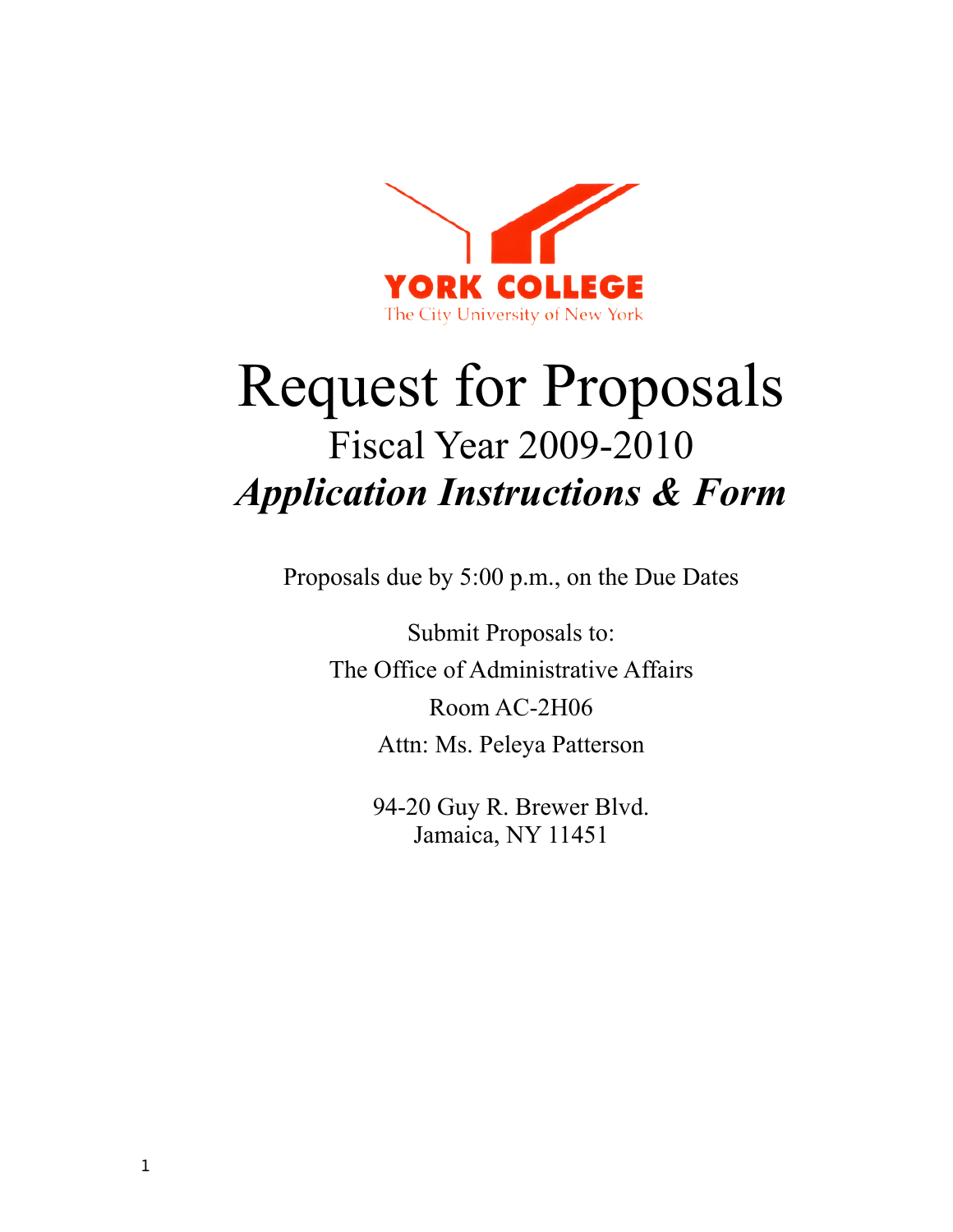YORK COLLEGE

The City University of New York

# Request for Proposals

## Fiscal Year 2009-2010

## ***Application Instructions & Form***

Proposals due by 5:00 p.m., on the Due Dates

Submit Proposals to:

The Office of Administrative Affairs

Room AC-2H06

Attn: Ms. Peleya Patterson

94-20 Guy R. Brewer Blvd.
Jamaica, NY 11451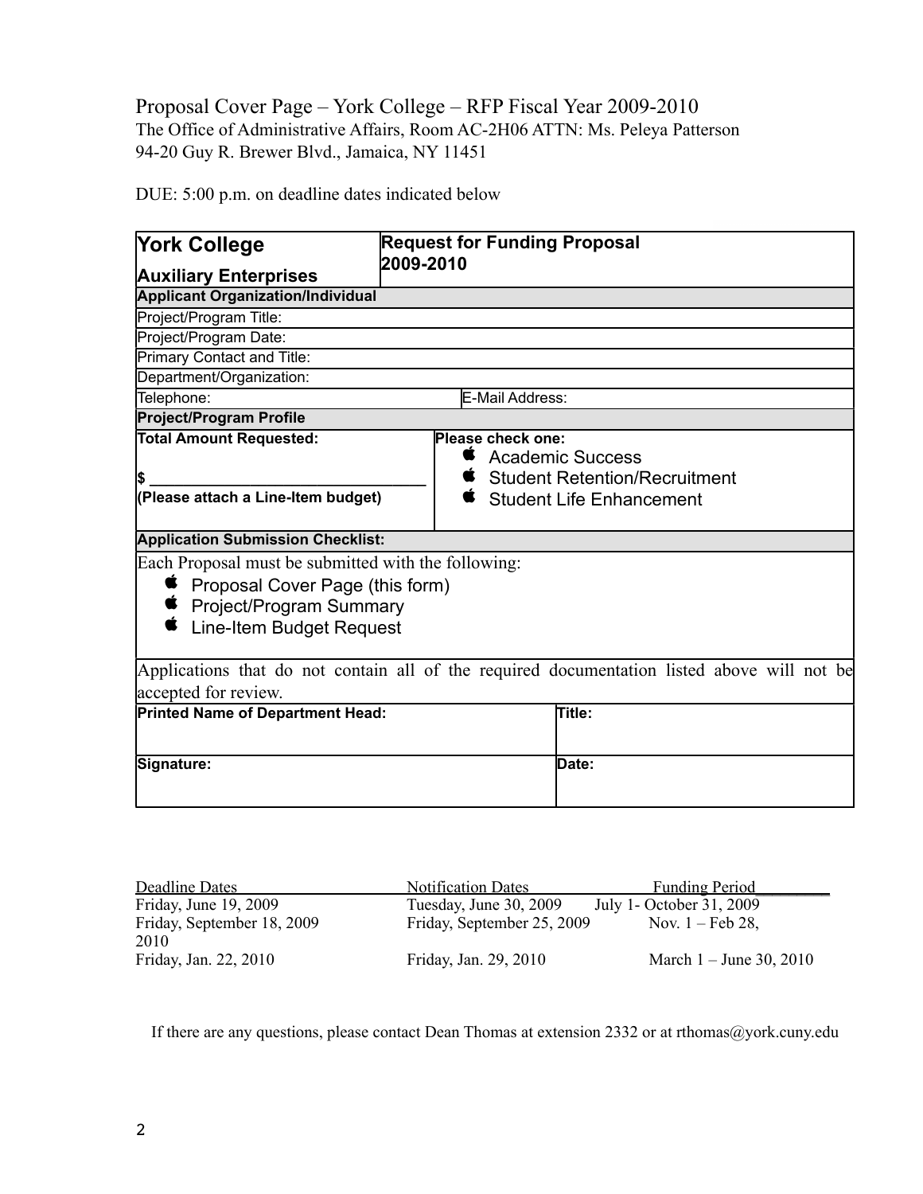Proposal Cover Page – York College – RFP Fiscal Year 2009-2010
The Office of Administrative Affairs, Room AC-2H06 ATTN: Ms. Peleya Patterson
94-20 Guy R. Brewer Blvd., Jamaica, NY 11451

DUE: 5:00 p.m. on deadline dates indicated below

| **York College**<br>**Auxiliary Enterprises** | **Request for Funding Proposal 2009-2010** |
|---|---|
| **Applicant Organization/Individual** | |
| Project/Program Title: | |
| Project/Program Date: | |
| Primary Contact and Title: | |
| Department/Organization: | |
| Telephone: | E-Mail Address: |
| **Project/Program Profile** | |
| **Total Amount Requested:**<br>**$ _______________________________**<br>**(Please attach a Line-Item budget)** | **Please check one:**<br>• Academic Success<br>• Student Retention/Recruitment<br>• Student Life Enhancement |
| **Application Submission Checklist:** | |
| Each Proposal must be submitted with the following:<br>• Proposal Cover Page (this form)<br>• Project/Program Summary<br>• Line-Item Budget Request | |
| Applications that do not contain all of the required documentation listed above will not be accepted for review. | |
| **Printed Name of Department Head:** | **Title:** |
| **Signature:** | **Date:** |

| Deadline Dates | Notification Dates | Funding Period |
|---|---|---|
| Friday, June 19, 2009 | Tuesday, June 30, 2009 | July 1- October 31, 2009 |
| Friday, September 18, 2009 | Friday, September 25, 2009 | Nov. 1 – Feb 28, 2010 |
| Friday, Jan. 22, 2010 | Friday, Jan. 29, 2010 | March 1 – June 30, 2010 |

If there are any questions, please contact Dean Thomas at extension 2332 or at rthomas@york.cuny.edu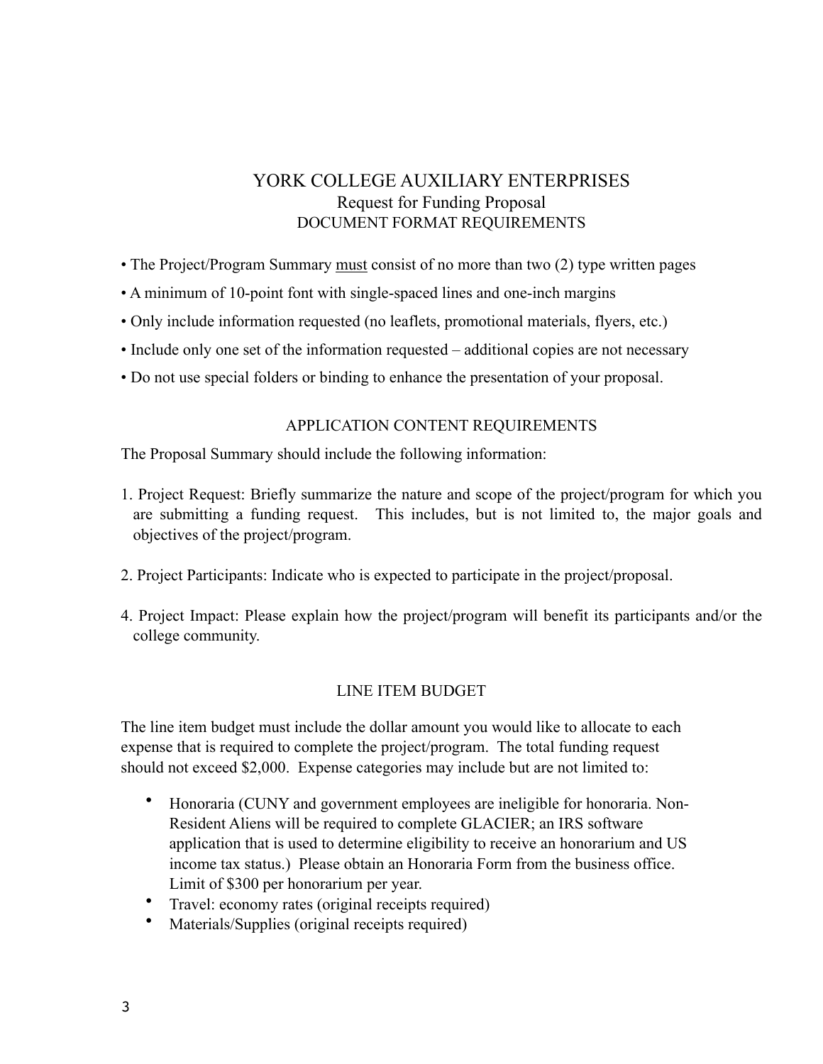# YORK COLLEGE AUXILIARY ENTERPRISES

## Request for Funding Proposal

### DOCUMENT FORMAT REQUIREMENTS

- The Project/Program Summary <u>must</u> consist of no more than two (2) type written pages
- A minimum of 10-point font with single-spaced lines and one-inch margins
- Only include information requested (no leaflets, promotional materials, flyers, etc.)
- Include only one set of the information requested – additional copies are not necessary
- Do not use special folders or binding to enhance the presentation of your proposal.

### APPLICATION CONTENT REQUIREMENTS

The Proposal Summary should include the following information:

1. Project Request: Briefly summarize the nature and scope of the project/program for which you are submitting a funding request. This includes, but is not limited to, the major goals and objectives of the project/program.

2. Project Participants: Indicate who is expected to participate in the project/proposal.

4. Project Impact: Please explain how the project/program will benefit its participants and/or the college community.

### LINE ITEM BUDGET

The line item budget must include the dollar amount you would like to allocate to each expense that is required to complete the project/program. The total funding request should not exceed $2,000. Expense categories may include but are not limited to:

- Honoraria (CUNY and government employees are ineligible for honoraria. Non-Resident Aliens will be required to complete GLACIER; an IRS software application that is used to determine eligibility to receive an honorarium and US income tax status.) Please obtain an Honoraria Form from the business office. Limit of $300 per honorarium per year.
- Travel: economy rates (original receipts required)
- Materials/Supplies (original receipts required)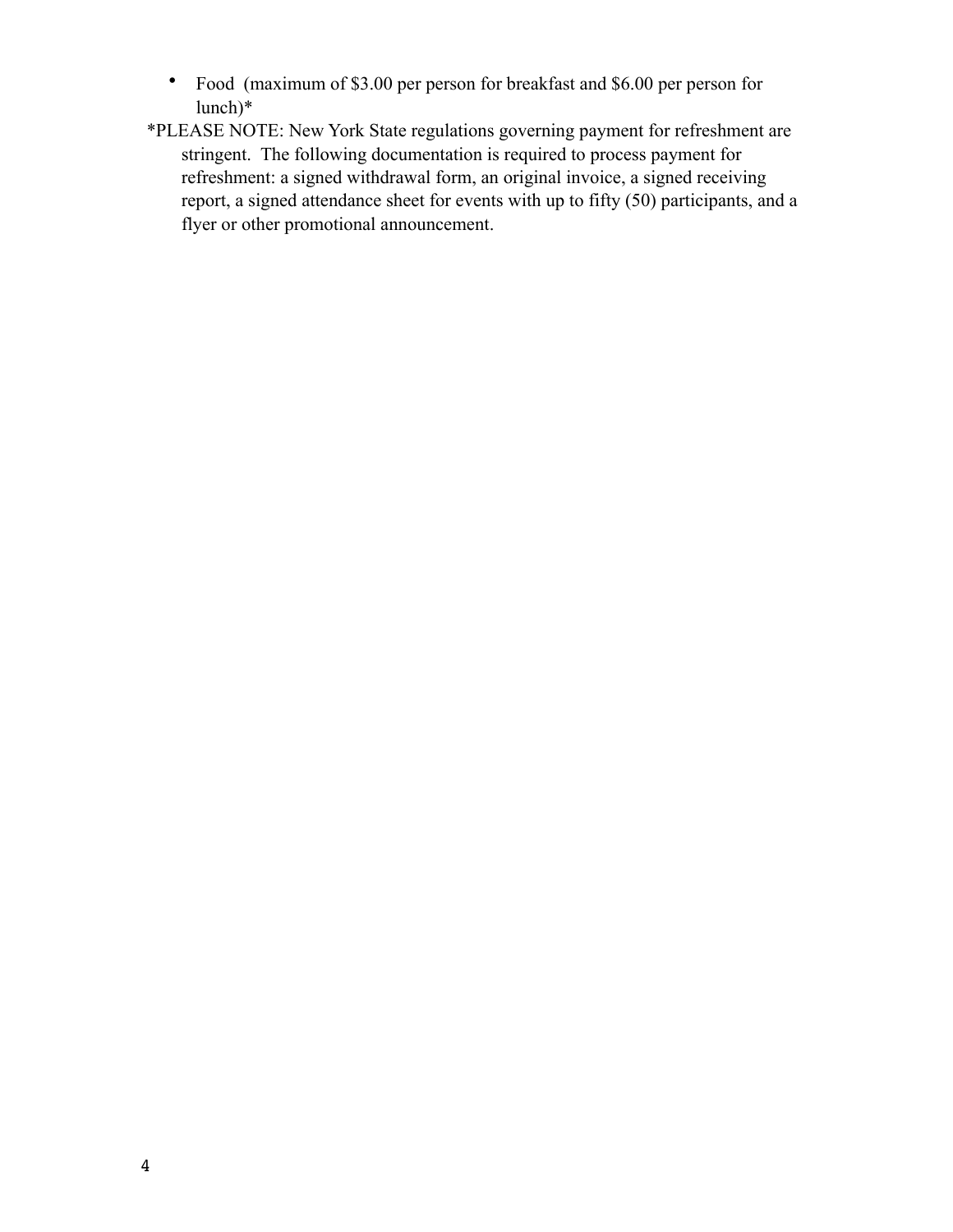- Food (maximum of $3.00 per person for breakfast and $6.00 per person for lunch)*

*PLEASE NOTE: New York State regulations governing payment for refreshment are stringent. The following documentation is required to process payment for refreshment: a signed withdrawal form, an original invoice, a signed receiving report, a signed attendance sheet for events with up to fifty (50) participants, and a flyer or other promotional announcement.